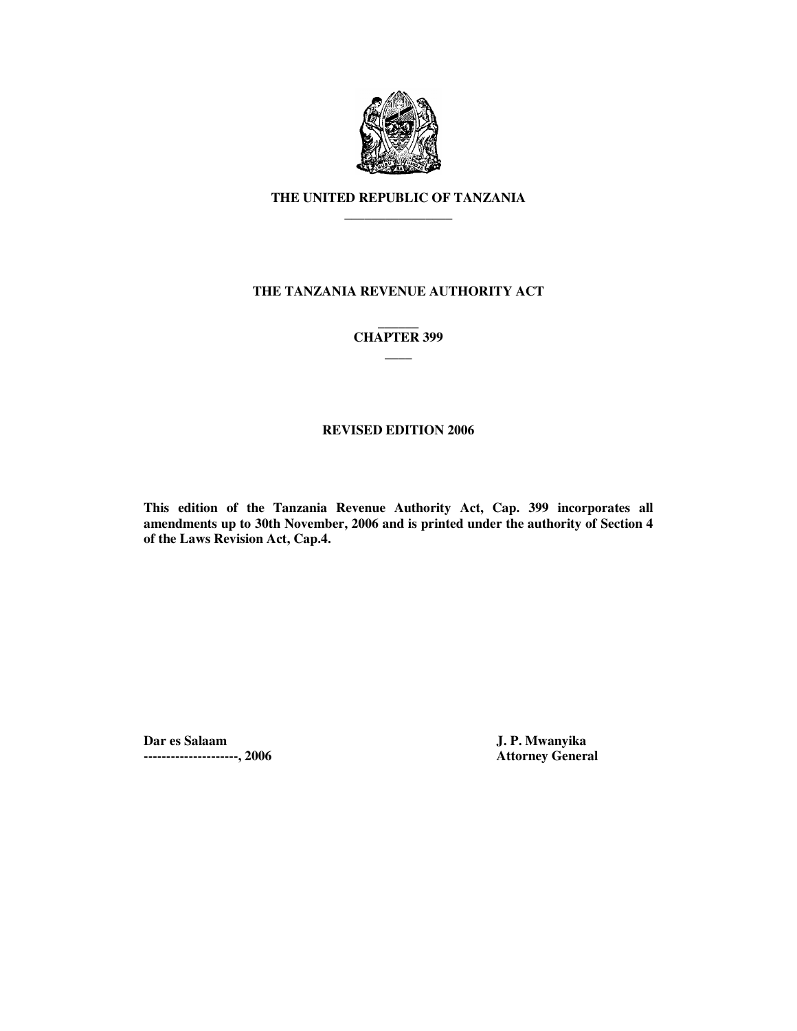# THE UNITED REPUBLIC OF TANZANIA

## THE TANZANIA REVENUE AUTHORITY ACT

## CHAPTER 399

### REVISED EDITION 2006

**This edition of the Tanzania Revenue Authority Act, Cap. 399 incorporates all amendments up to 30th November, 2006 and is printed under the authority of Section 4 of the Laws Revision Act, Cap.4.**

**Dar es Salaam**
**---------------------, 2006**

**J. P. Mwanyika**
**Attorney General**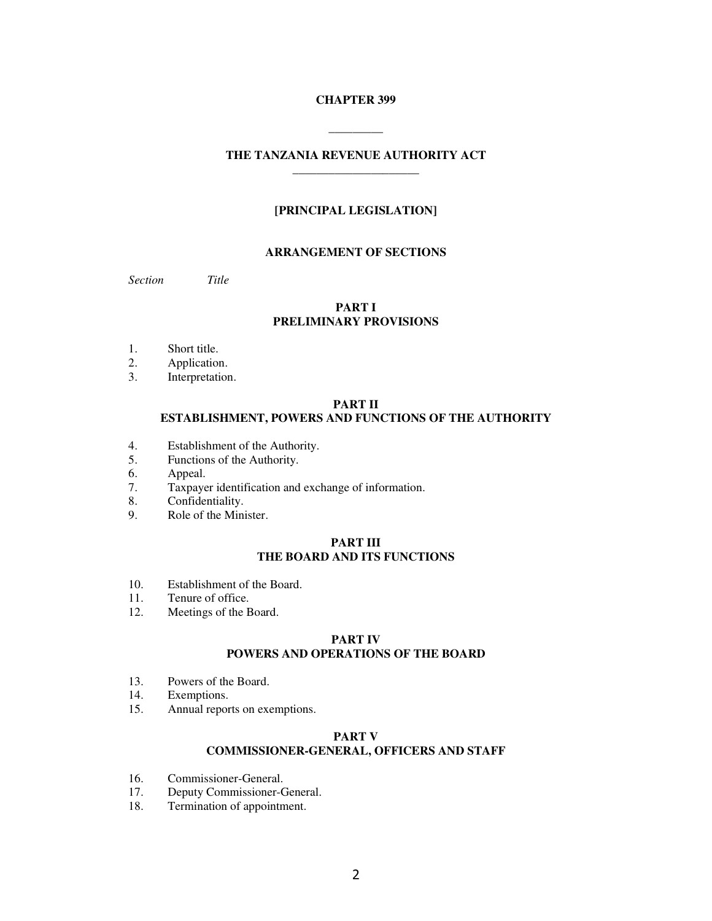**CHAPTER 399**

---

**THE TANZANIA REVENUE AUTHORITY ACT**

---

**[PRINCIPAL LEGISLATION]**

**ARRANGEMENT OF SECTIONS**

*Section* *Title*

**PART I**
**PRELIMINARY PROVISIONS**

1. Short title.
2. Application.
3. Interpretation.

**PART II**
**ESTABLISHMENT, POWERS AND FUNCTIONS OF THE AUTHORITY**

4. Establishment of the Authority.
5. Functions of the Authority.
6. Appeal.
7. Taxpayer identification and exchange of information.
8. Confidentiality.
9. Role of the Minister.

**PART III**
**THE BOARD AND ITS FUNCTIONS**

10. Establishment of the Board.
11. Tenure of office.
12. Meetings of the Board.

**PART IV**
**POWERS AND OPERATIONS OF THE BOARD**

13. Powers of the Board.
14. Exemptions.
15. Annual reports on exemptions.

**PART V**
**COMMISSIONER-GENERAL, OFFICERS AND STAFF**

16. Commissioner-General.
17. Deputy Commissioner-General.
18. Termination of appointment.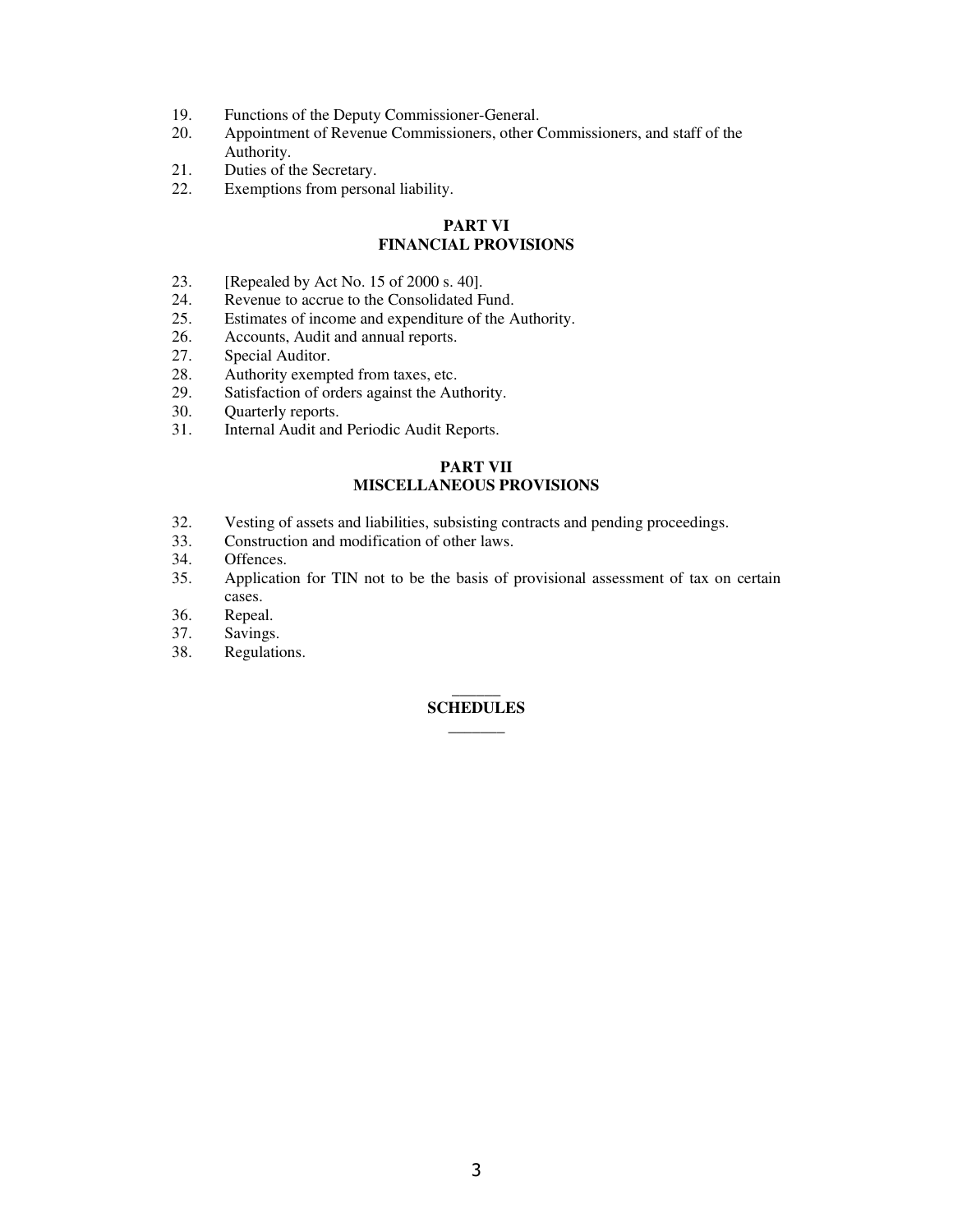19. Functions of the Deputy Commissioner-General.
20. Appointment of Revenue Commissioners, other Commissioners, and staff of the Authority.
21. Duties of the Secretary.
22. Exemptions from personal liability.

**PART VI**
**FINANCIAL PROVISIONS**

23. [Repealed by Act No. 15 of 2000 s. 40].
24. Revenue to accrue to the Consolidated Fund.
25. Estimates of income and expenditure of the Authority.
26. Accounts, Audit and annual reports.
27. Special Auditor.
28. Authority exempted from taxes, etc.
29. Satisfaction of orders against the Authority.
30. Quarterly reports.
31. Internal Audit and Periodic Audit Reports.

**PART VII**
**MISCELLANEOUS PROVISIONS**

32. Vesting of assets and liabilities, subsisting contracts and pending proceedings.
33. Construction and modification of other laws.
34. Offences.
35. Application for TIN not to be the basis of provisional assessment of tax on certain cases.
36. Repeal.
37. Savings.
38. Regulations.

______

**SCHEDULES**

_______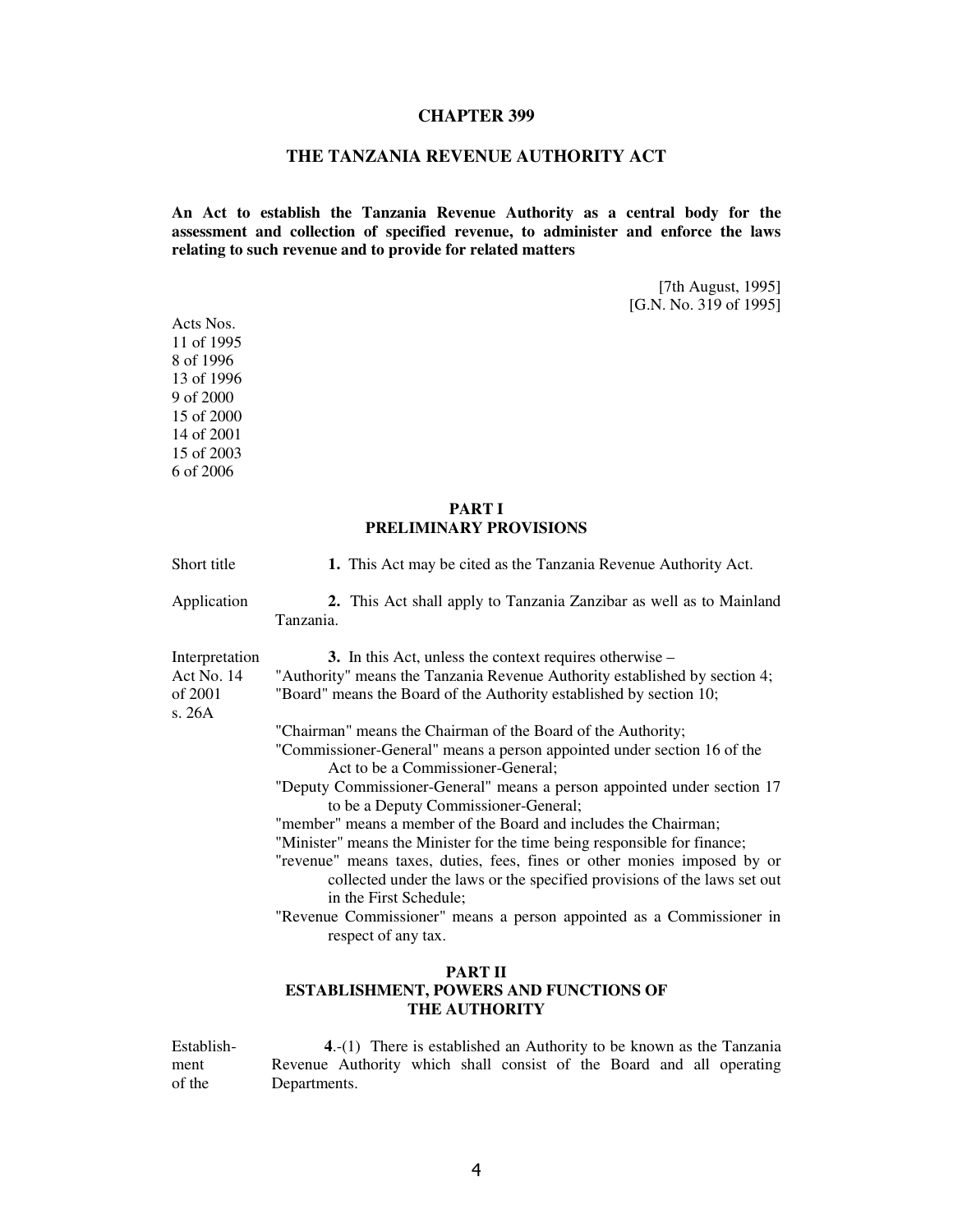# CHAPTER 399

## THE TANZANIA REVENUE AUTHORITY ACT

**An Act to establish the Tanzania Revenue Authority as a central body for the assessment and collection of specified revenue, to administer and enforce the laws relating to such revenue and to provide for related matters**

[7th August, 1995]
[G.N. No. 319 of 1995]

Acts Nos.
11 of 1995
8 of 1996
13 of 1996
9 of 2000
15 of 2000
14 of 2001
15 of 2003
6 of 2006

## PART I
## PRELIMINARY PROVISIONS

Short title

**1.** This Act may be cited as the Tanzania Revenue Authority Act.

Application

**2.** This Act shall apply to Tanzania Zanzibar as well as to Mainland Tanzania.

Interpretation
Act No. 14 of 2001 s. 26A

**3.** In this Act, unless the context requires otherwise –

"Authority" means the Tanzania Revenue Authority established by section 4;

"Board" means the Board of the Authority established by section 10;

"Chairman" means the Chairman of the Board of the Authority;

"Commissioner-General" means a person appointed under section 16 of the Act to be a Commissioner-General;

"Deputy Commissioner-General" means a person appointed under section 17 to be a Deputy Commissioner-General;

"member" means a member of the Board and includes the Chairman;

"Minister" means the Minister for the time being responsible for finance;

"revenue" means taxes, duties, fees, fines or other monies imposed by or collected under the laws or the specified provisions of the laws set out in the First Schedule;

"Revenue Commissioner" means a person appointed as a Commissioner in respect of any tax.

## PART II
## ESTABLISHMENT, POWERS AND FUNCTIONS OF THE AUTHORITY

Establishment of the

**4**.-(1) There is established an Authority to be known as the Tanzania Revenue Authority which shall consist of the Board and all operating Departments.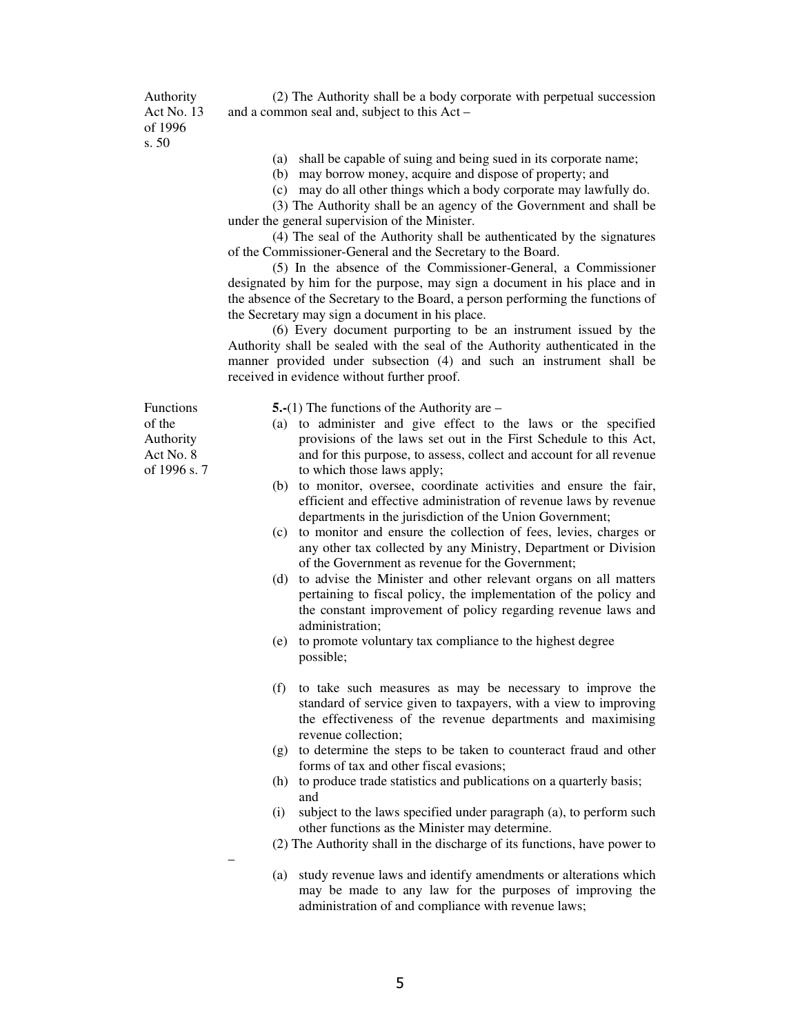Authority Act No. 13 of 1996 s. 50

(2) The Authority shall be a body corporate with perpetual succession and a common seal and, subject to this Act –

(a) shall be capable of suing and being sued in its corporate name;

(b) may borrow money, acquire and dispose of property; and

(c) may do all other things which a body corporate may lawfully do.

(3) The Authority shall be an agency of the Government and shall be under the general supervision of the Minister.

(4) The seal of the Authority shall be authenticated by the signatures of the Commissioner-General and the Secretary to the Board.

(5) In the absence of the Commissioner-General, a Commissioner designated by him for the purpose, may sign a document in his place and in the absence of the Secretary to the Board, a person performing the functions of the Secretary may sign a document in his place.

(6) Every document purporting to be an instrument issued by the Authority shall be sealed with the seal of the Authority authenticated in the manner provided under subsection (4) and such an instrument shall be received in evidence without further proof.

Functions of the Authority Act No. 8 of 1996 s. 7

**5.-**(1) The functions of the Authority are –

(a) to administer and give effect to the laws or the specified provisions of the laws set out in the First Schedule to this Act, and for this purpose, to assess, collect and account for all revenue to which those laws apply;

(b) to monitor, oversee, coordinate activities and ensure the fair, efficient and effective administration of revenue laws by revenue departments in the jurisdiction of the Union Government;

(c) to monitor and ensure the collection of fees, levies, charges or any other tax collected by any Ministry, Department or Division of the Government as revenue for the Government;

(d) to advise the Minister and other relevant organs on all matters pertaining to fiscal policy, the implementation of the policy and the constant improvement of policy regarding revenue laws and administration;

(e) to promote voluntary tax compliance to the highest degree possible;

(f) to take such measures as may be necessary to improve the standard of service given to taxpayers, with a view to improving the effectiveness of the revenue departments and maximising revenue collection;

(g) to determine the steps to be taken to counteract fraud and other forms of tax and other fiscal evasions;

(h) to produce trade statistics and publications on a quarterly basis; and

(i) subject to the laws specified under paragraph (a), to perform such other functions as the Minister may determine.

(2) The Authority shall in the discharge of its functions, have power to –

(a) study revenue laws and identify amendments or alterations which may be made to any law for the purposes of improving the administration of and compliance with revenue laws;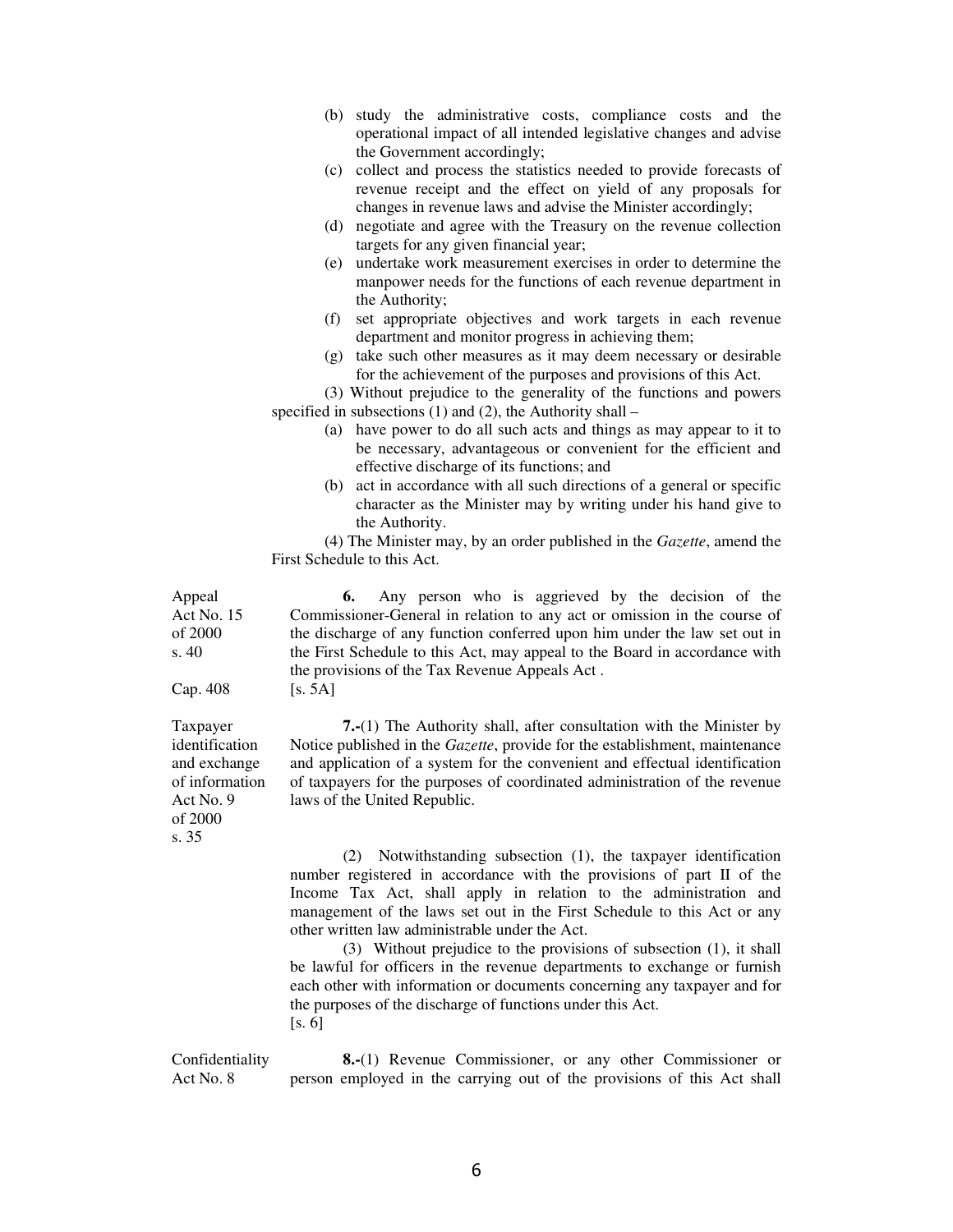(b) study the administrative costs, compliance costs and the operational impact of all intended legislative changes and advise the Government accordingly;

(c) collect and process the statistics needed to provide forecasts of revenue receipt and the effect on yield of any proposals for changes in revenue laws and advise the Minister accordingly;

(d) negotiate and agree with the Treasury on the revenue collection targets for any given financial year;

(e) undertake work measurement exercises in order to determine the manpower needs for the functions of each revenue department in the Authority;

(f) set appropriate objectives and work targets in each revenue department and monitor progress in achieving them;

(g) take such other measures as it may deem necessary or desirable for the achievement of the purposes and provisions of this Act.

(3) Without prejudice to the generality of the functions and powers specified in subsections (1) and (2), the Authority shall –

(a) have power to do all such acts and things as may appear to it to be necessary, advantageous or convenient for the efficient and effective discharge of its functions; and

(b) act in accordance with all such directions of a general or specific character as the Minister may by writing under his hand give to the Authority.

(4) The Minister may, by an order published in the *Gazette*, amend the First Schedule to this Act.

Appeal
Act No. 15 of 2000 s. 40
Cap. 408

**6.** Any person who is aggrieved by the decision of the Commissioner-General in relation to any act or omission in the course of the discharge of any function conferred upon him under the law set out in the First Schedule to this Act, may appeal to the Board in accordance with the provisions of the Tax Revenue Appeals Act .
[s. 5A]

Taxpayer identification and exchange of information
Act No. 9 of 2000 s. 35

**7.-**(1) The Authority shall, after consultation with the Minister by Notice published in the *Gazette*, provide for the establishment, maintenance and application of a system for the convenient and effectual identification of taxpayers for the purposes of coordinated administration of the revenue laws of the United Republic.

(2) Notwithstanding subsection (1), the taxpayer identification number registered in accordance with the provisions of part II of the Income Tax Act, shall apply in relation to the administration and management of the laws set out in the First Schedule to this Act or any other written law administrable under the Act.

(3) Without prejudice to the provisions of subsection (1), it shall be lawful for officers in the revenue departments to exchange or furnish each other with information or documents concerning any taxpayer and for the purposes of the discharge of functions under this Act.
[s. 6]

Confidentiality
Act No. 8

**8.-**(1) Revenue Commissioner, or any other Commissioner or person employed in the carrying out of the provisions of this Act shall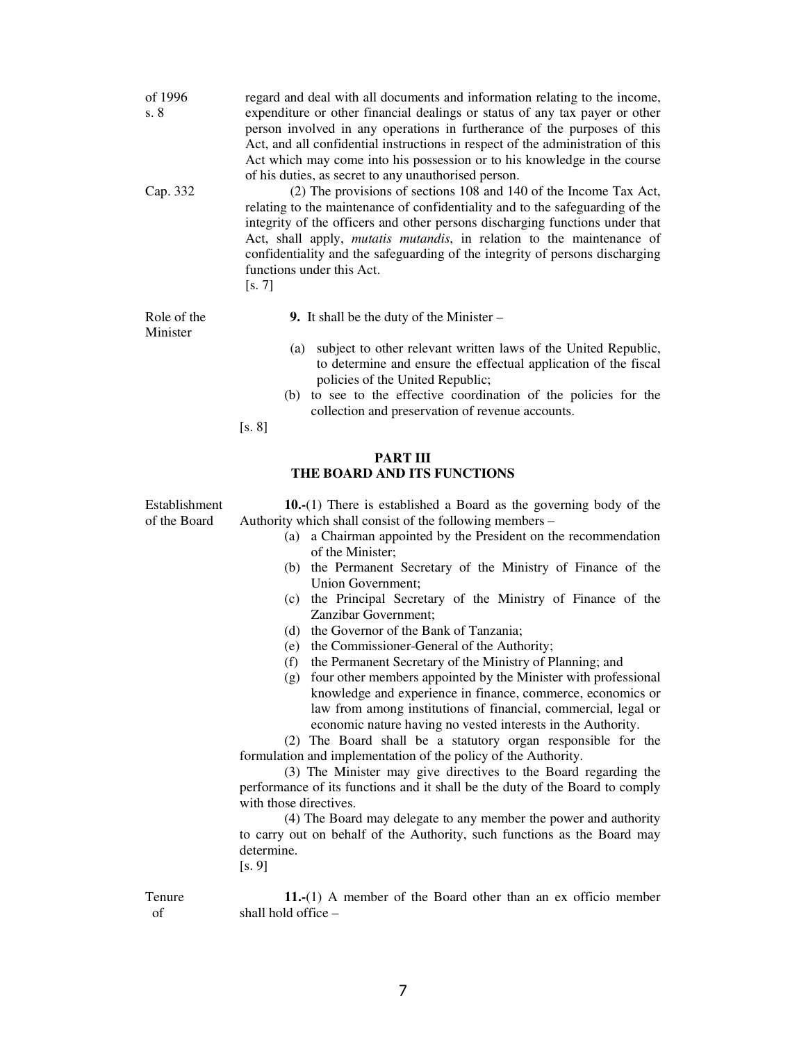of 1996 s. 8

regard and deal with all documents and information relating to the income, expenditure or other financial dealings or status of any tax payer or other person involved in any operations in furtherance of the purposes of this Act, and all confidential instructions in respect of the administration of this Act which may come into his possession or to his knowledge in the course of his duties, as secret to any unauthorised person.

Cap. 332

(2) The provisions of sections 108 and 140 of the Income Tax Act, relating to the maintenance of confidentiality and to the safeguarding of the integrity of the officers and other persons discharging functions under that Act, shall apply, *mutatis mutandis*, in relation to the maintenance of confidentiality and the safeguarding of the integrity of persons discharging functions under this Act.

[s. 7]

Role of the Minister

**9.** It shall be the duty of the Minister –

(a) subject to other relevant written laws of the United Republic, to determine and ensure the effectual application of the fiscal policies of the United Republic;

(b) to see to the effective coordination of the policies for the collection and preservation of revenue accounts.

[s. 8]

## PART III
## THE BOARD AND ITS FUNCTIONS

Establishment of the Board

**10.-**(1) There is established a Board as the governing body of the Authority which shall consist of the following members –

(a) a Chairman appointed by the President on the recommendation of the Minister;

(b) the Permanent Secretary of the Ministry of Finance of the Union Government;

(c) the Principal Secretary of the Ministry of Finance of the Zanzibar Government;

(d) the Governor of the Bank of Tanzania;

(e) the Commissioner-General of the Authority;

(f) the Permanent Secretary of the Ministry of Planning; and

(g) four other members appointed by the Minister with professional knowledge and experience in finance, commerce, economics or law from among institutions of financial, commercial, legal or economic nature having no vested interests in the Authority.

(2) The Board shall be a statutory organ responsible for the formulation and implementation of the policy of the Authority.

(3) The Minister may give directives to the Board regarding the performance of its functions and it shall be the duty of the Board to comply with those directives.

(4) The Board may delegate to any member the power and authority to carry out on behalf of the Authority, such functions as the Board may determine.

[s. 9]

Tenure of

**11.-**(1) A member of the Board other than an ex officio member shall hold office –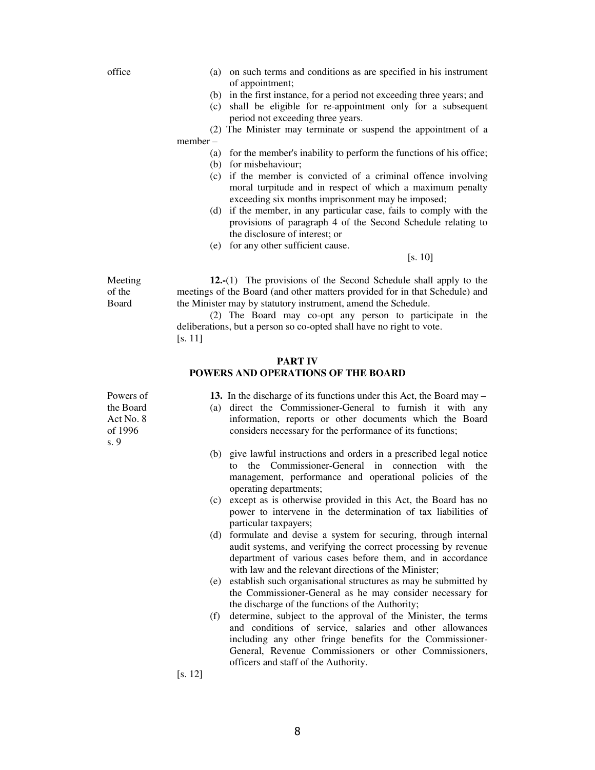office

(a) on such terms and conditions as are specified in his instrument of appointment;
(b) in the first instance, for a period not exceeding three years; and
(c) shall be eligible for re-appointment only for a subsequent period not exceeding three years.

(2) The Minister may terminate or suspend the appointment of a member –

(a) for the member's inability to perform the functions of his office;
(b) for misbehaviour;
(c) if the member is convicted of a criminal offence involving moral turpitude and in respect of which a maximum penalty exceeding six months imprisonment may be imposed;
(d) if the member, in any particular case, fails to comply with the provisions of paragraph 4 of the Second Schedule relating to the disclosure of interest; or
(e) for any other sufficient cause.

[s. 10]

Meeting of the Board

**12.-**(1) The provisions of the Second Schedule shall apply to the meetings of the Board (and other matters provided for in that Schedule) and the Minister may by statutory instrument, amend the Schedule.

(2) The Board may co-opt any person to participate in the deliberations, but a person so co-opted shall have no right to vote.

[s. 11]

## PART IV
## POWERS AND OPERATIONS OF THE BOARD

Powers of the Board Act No. 8 of 1996 s. 9

**13.** In the discharge of its functions under this Act, the Board may –

(a) direct the Commissioner-General to furnish it with any information, reports or other documents which the Board considers necessary for the performance of its functions;
(b) give lawful instructions and orders in a prescribed legal notice to the Commissioner-General in connection with the management, performance and operational policies of the operating departments;
(c) except as is otherwise provided in this Act, the Board has no power to intervene in the determination of tax liabilities of particular taxpayers;
(d) formulate and devise a system for securing, through internal audit systems, and verifying the correct processing by revenue department of various cases before them, and in accordance with law and the relevant directions of the Minister;
(e) establish such organisational structures as may be submitted by the Commissioner-General as he may consider necessary for the discharge of the functions of the Authority;
(f) determine, subject to the approval of the Minister, the terms and conditions of service, salaries and other allowances including any other fringe benefits for the Commissioner-General, Revenue Commissioners or other Commissioners, officers and staff of the Authority.

[s. 12]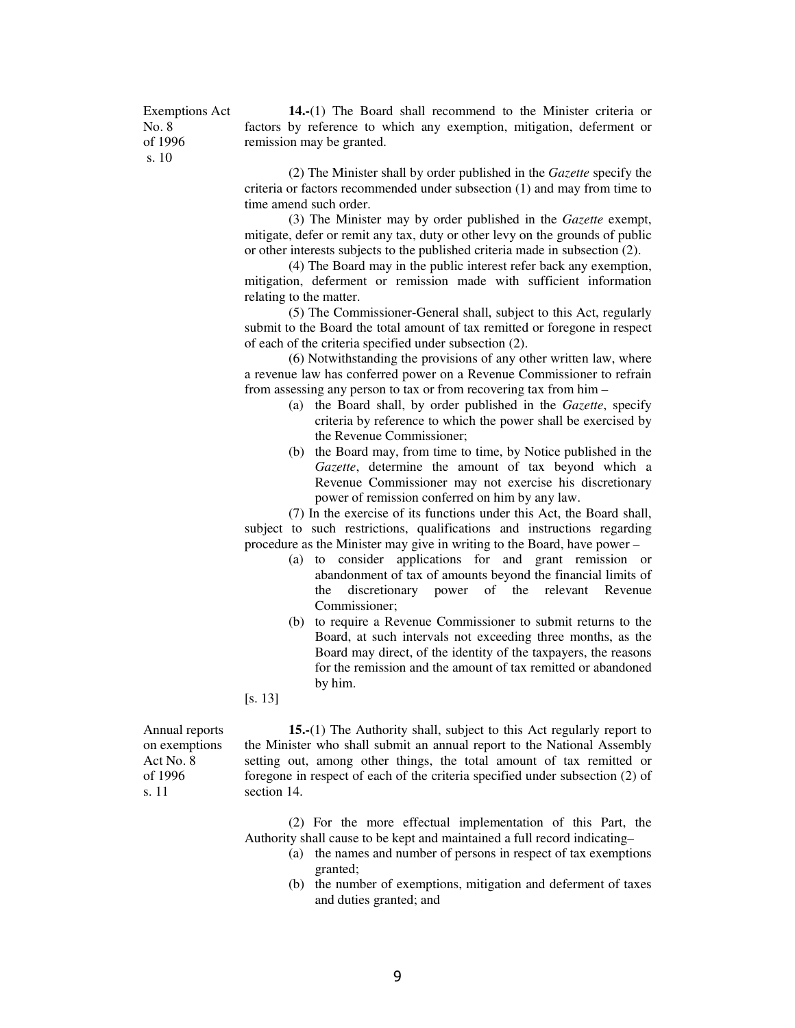Exemptions Act No. 8 of 1996 s. 10

**14.-**(1) The Board shall recommend to the Minister criteria or factors by reference to which any exemption, mitigation, deferment or remission may be granted.

(2) The Minister shall by order published in the *Gazette* specify the criteria or factors recommended under subsection (1) and may from time to time amend such order.

(3) The Minister may by order published in the *Gazette* exempt, mitigate, defer or remit any tax, duty or other levy on the grounds of public or other interests subjects to the published criteria made in subsection (2).

(4) The Board may in the public interest refer back any exemption, mitigation, deferment or remission made with sufficient information relating to the matter.

(5) The Commissioner-General shall, subject to this Act, regularly submit to the Board the total amount of tax remitted or foregone in respect of each of the criteria specified under subsection (2).

(6) Notwithstanding the provisions of any other written law, where a revenue law has conferred power on a Revenue Commissioner to refrain from assessing any person to tax or from recovering tax from him –

- (a) the Board shall, by order published in the *Gazette*, specify criteria by reference to which the power shall be exercised by the Revenue Commissioner;
- (b) the Board may, from time to time, by Notice published in the *Gazette*, determine the amount of tax beyond which a Revenue Commissioner may not exercise his discretionary power of remission conferred on him by any law.

(7) In the exercise of its functions under this Act, the Board shall, subject to such restrictions, qualifications and instructions regarding procedure as the Minister may give in writing to the Board, have power –

- (a) to consider applications for and grant remission or abandonment of tax of amounts beyond the financial limits of the discretionary power of the relevant Revenue Commissioner;
- (b) to require a Revenue Commissioner to submit returns to the Board, at such intervals not exceeding three months, as the Board may direct, of the identity of the taxpayers, the reasons for the remission and the amount of tax remitted or abandoned by him.

[s. 13]

Annual reports on exemptions Act No. 8 of 1996 s. 11

**15.-**(1) The Authority shall, subject to this Act regularly report to the Minister who shall submit an annual report to the National Assembly setting out, among other things, the total amount of tax remitted or foregone in respect of each of the criteria specified under subsection (2) of section 14.

(2) For the more effectual implementation of this Part, the Authority shall cause to be kept and maintained a full record indicating–

- (a) the names and number of persons in respect of tax exemptions granted;
- (b) the number of exemptions, mitigation and deferment of taxes and duties granted; and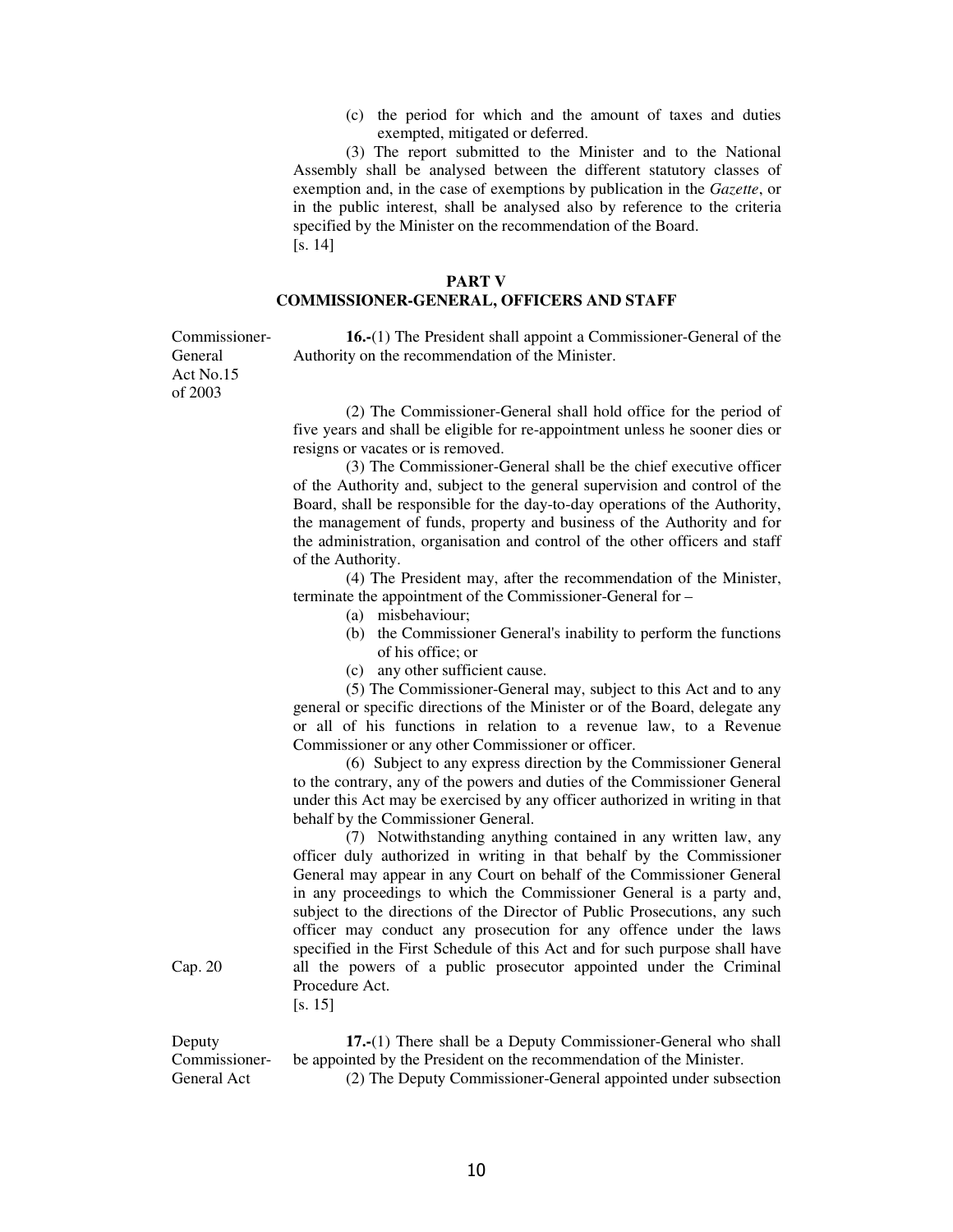(c) the period for which and the amount of taxes and duties exempted, mitigated or deferred.

(3) The report submitted to the Minister and to the National Assembly shall be analysed between the different statutory classes of exemption and, in the case of exemptions by publication in the *Gazette*, or in the public interest, shall be analysed also by reference to the criteria specified by the Minister on the recommendation of the Board.

[s. 14]

## PART V
## COMMISSIONER-GENERAL, OFFICERS AND STAFF

Commissioner-General Act No.15 of 2003

**16.-**(1) The President shall appoint a Commissioner-General of the Authority on the recommendation of the Minister.

(2) The Commissioner-General shall hold office for the period of five years and shall be eligible for re-appointment unless he sooner dies or resigns or vacates or is removed.

(3) The Commissioner-General shall be the chief executive officer of the Authority and, subject to the general supervision and control of the Board, shall be responsible for the day-to-day operations of the Authority, the management of funds, property and business of the Authority and for the administration, organisation and control of the other officers and staff of the Authority.

(4) The President may, after the recommendation of the Minister, terminate the appointment of the Commissioner-General for –

(a) misbehaviour;

(b) the Commissioner General's inability to perform the functions of his office; or

(c) any other sufficient cause.

(5) The Commissioner-General may, subject to this Act and to any general or specific directions of the Minister or of the Board, delegate any or all of his functions in relation to a revenue law, to a Revenue Commissioner or any other Commissioner or officer.

(6) Subject to any express direction by the Commissioner General to the contrary, any of the powers and duties of the Commissioner General under this Act may be exercised by any officer authorized in writing in that behalf by the Commissioner General.

(7) Notwithstanding anything contained in any written law, any officer duly authorized in writing in that behalf by the Commissioner General may appear in any Court on behalf of the Commissioner General in any proceedings to which the Commissioner General is a party and, subject to the directions of the Director of Public Prosecutions, any such officer may conduct any prosecution for any offence under the laws specified in the First Schedule of this Act and for such purpose shall have all the powers of a public prosecutor appointed under the Criminal Procedure Act.

Cap. 20

[s. 15]

Deputy Commissioner-General Act

**17.-**(1) There shall be a Deputy Commissioner-General who shall be appointed by the President on the recommendation of the Minister.

(2) The Deputy Commissioner-General appointed under subsection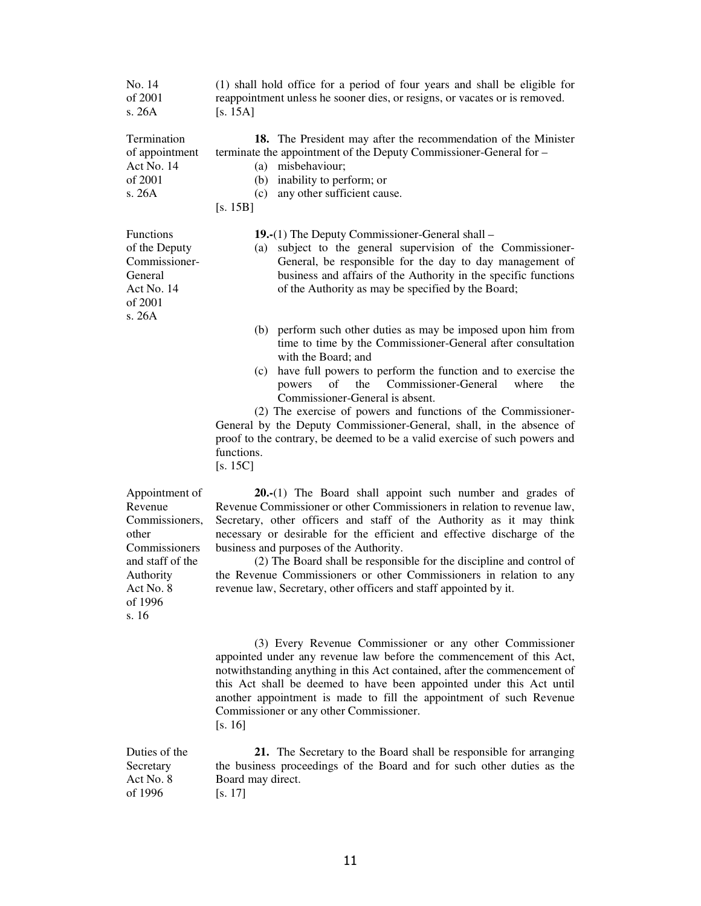No. 14 of 2001 s. 26A

(1) shall hold office for a period of four years and shall be eligible for reappointment unless he sooner dies, or resigns, or vacates or is removed.
[s. 15A]

Termination of appointment Act No. 14 of 2001 s. 26A

**18.** The President may after the recommendation of the Minister terminate the appointment of the Deputy Commissioner-General for –

(a) misbehaviour;
(b) inability to perform; or
(c) any other sufficient cause.

[s. 15B]

Functions of the Deputy Commissioner-General Act No. 14 of 2001 s. 26A

**19.-**(1) The Deputy Commissioner-General shall –

(a) subject to the general supervision of the Commissioner-General, be responsible for the day to day management of business and affairs of the Authority in the specific functions of the Authority as may be specified by the Board;
(b) perform such other duties as may be imposed upon him from time to time by the Commissioner-General after consultation with the Board; and
(c) have full powers to perform the function and to exercise the powers of the Commissioner-General where the Commissioner-General is absent.

(2) The exercise of powers and functions of the Commissioner-General by the Deputy Commissioner-General, shall, in the absence of proof to the contrary, be deemed to be a valid exercise of such powers and functions.
[s. 15C]

Appointment of Revenue Commissioners, other Commissioners and staff of the Authority Act No. 8 of 1996 s. 16

**20.-**(1) The Board shall appoint such number and grades of Revenue Commissioner or other Commissioners in relation to revenue law, Secretary, other officers and staff of the Authority as it may think necessary or desirable for the efficient and effective discharge of the business and purposes of the Authority.

(2) The Board shall be responsible for the discipline and control of the Revenue Commissioners or other Commissioners in relation to any revenue law, Secretary, other officers and staff appointed by it.

(3) Every Revenue Commissioner or any other Commissioner appointed under any revenue law before the commencement of this Act, notwithstanding anything in this Act contained, after the commencement of this Act shall be deemed to have been appointed under this Act until another appointment is made to fill the appointment of such Revenue Commissioner or any other Commissioner.
[s. 16]

Duties of the Secretary Act No. 8 of 1996

**21.** The Secretary to the Board shall be responsible for arranging the business proceedings of the Board and for such other duties as the Board may direct.
[s. 17]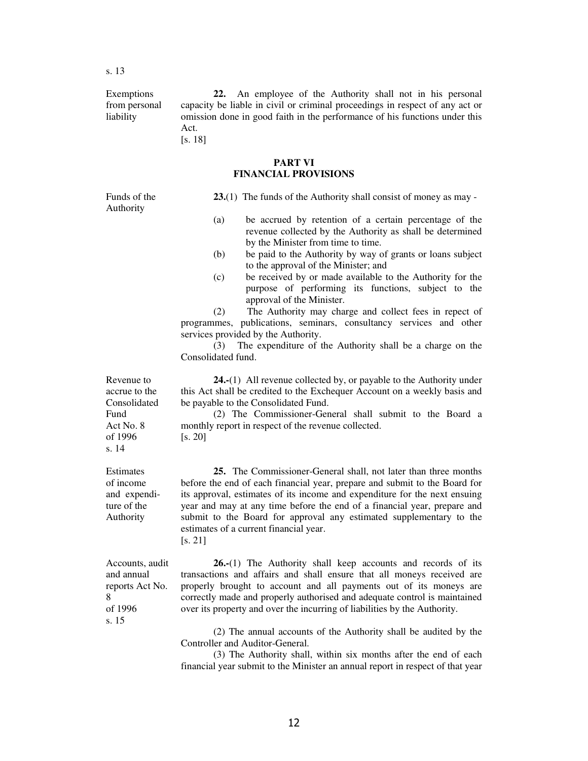s. 13

Exemptions from personal liability

**22.** An employee of the Authority shall not in his personal capacity be liable in civil or criminal proceedings in respect of any act or omission done in good faith in the performance of his functions under this Act.
[s. 18]

## PART VI
## FINANCIAL PROVISIONS

Funds of the Authority

**23.**(1) The funds of the Authority shall consist of money as may -

(a) be accrued by retention of a certain percentage of the revenue collected by the Authority as shall be determined by the Minister from time to time.

(b) be paid to the Authority by way of grants or loans subject to the approval of the Minister; and

(c) be received by or made available to the Authority for the purpose of performing its functions, subject to the approval of the Minister.

(2) The Authority may charge and collect fees in repect of programmes, publications, seminars, consultancy services and other services provided by the Authority.

(3) The expenditure of the Authority shall be a charge on the Consolidated fund.

Revenue to accrue to the Consolidated Fund Act No. 8 of 1996 s. 14

**24.-**(1) All revenue collected by, or payable to the Authority under this Act shall be credited to the Exchequer Account on a weekly basis and be payable to the Consolidated Fund.

(2) The Commissioner-General shall submit to the Board a monthly report in respect of the revenue collected.
[s. 20]

Estimates of income and expenditure of the Authority

**25.** The Commissioner-General shall, not later than three months before the end of each financial year, prepare and submit to the Board for its approval, estimates of its income and expenditure for the next ensuing year and may at any time before the end of a financial year, prepare and submit to the Board for approval any estimated supplementary to the estimates of a current financial year.
[s. 21]

Accounts, audit and annual reports Act No. 8 of 1996 s. 15

**26.-**(1) The Authority shall keep accounts and records of its transactions and affairs and shall ensure that all moneys received are properly brought to account and all payments out of its moneys are correctly made and properly authorised and adequate control is maintained over its property and over the incurring of liabilities by the Authority.

(2) The annual accounts of the Authority shall be audited by the Controller and Auditor-General.

(3) The Authority shall, within six months after the end of each financial year submit to the Minister an annual report in respect of that year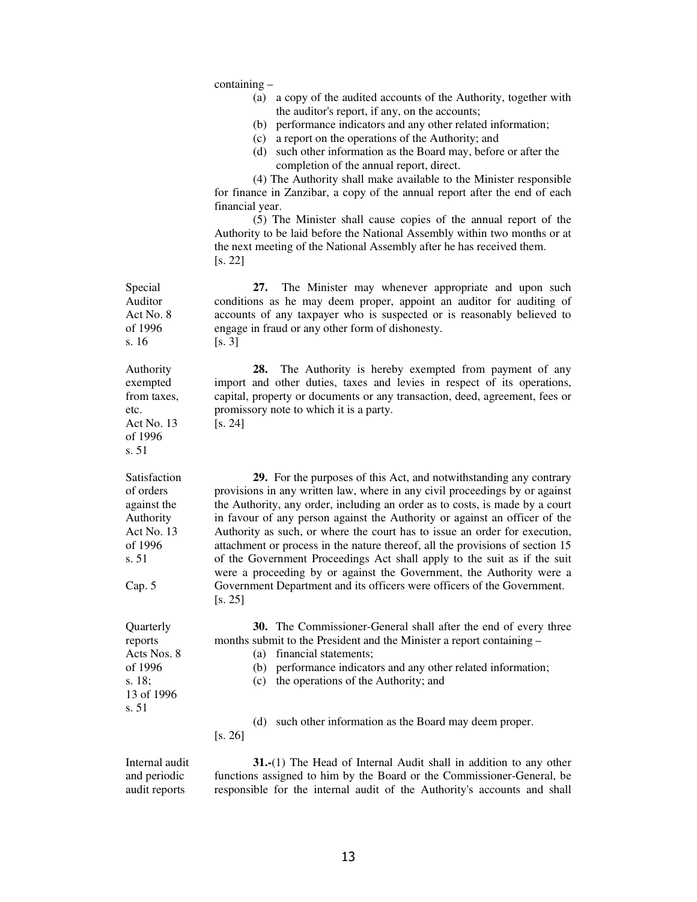containing –

(a) a copy of the audited accounts of the Authority, together with the auditor's report, if any, on the accounts;
(b) performance indicators and any other related information;
(c) a report on the operations of the Authority; and
(d) such other information as the Board may, before or after the completion of the annual report, direct.

(4) The Authority shall make available to the Minister responsible for finance in Zanzibar, a copy of the annual report after the end of each financial year.

(5) The Minister shall cause copies of the annual report of the Authority to be laid before the National Assembly within two months or at the next meeting of the National Assembly after he has received them.
[s. 22]

Special Auditor
Act No. 8 of 1996 s. 16

**27.** The Minister may whenever appropriate and upon such conditions as he may deem proper, appoint an auditor for auditing of accounts of any taxpayer who is suspected or is reasonably believed to engage in fraud or any other form of dishonesty.
[s. 3]

Authority exempted from taxes, etc.
Act No. 13 of 1996 s. 51

**28.** The Authority is hereby exempted from payment of any import and other duties, taxes and levies in respect of its operations, capital, property or documents or any transaction, deed, agreement, fees or promissory note to which it is a party.
[s. 24]

Satisfaction of orders against the Authority
Act No. 13 of 1996 s. 51

Cap. 5

**29.** For the purposes of this Act, and notwithstanding any contrary provisions in any written law, where in any civil proceedings by or against the Authority, any order, including an order as to costs, is made by a court in favour of any person against the Authority or against an officer of the Authority as such, or where the court has to issue an order for execution, attachment or process in the nature thereof, all the provisions of section 15 of the Government Proceedings Act shall apply to the suit as if the suit were a proceeding by or against the Government, the Authority were a Government Department and its officers were officers of the Government.
[s. 25]

Quarterly reports
Acts Nos. 8 of 1996 s. 18; 13 of 1996 s. 51

**30.** The Commissioner-General shall after the end of every three months submit to the President and the Minister a report containing –

(a) financial statements;
(b) performance indicators and any other related information;
(c) the operations of the Authority; and
(d) such other information as the Board may deem proper.

[s. 26]

Internal audit and periodic audit reports

**31.**-(1) The Head of Internal Audit shall in addition to any other functions assigned to him by the Board or the Commissioner-General, be responsible for the internal audit of the Authority's accounts and shall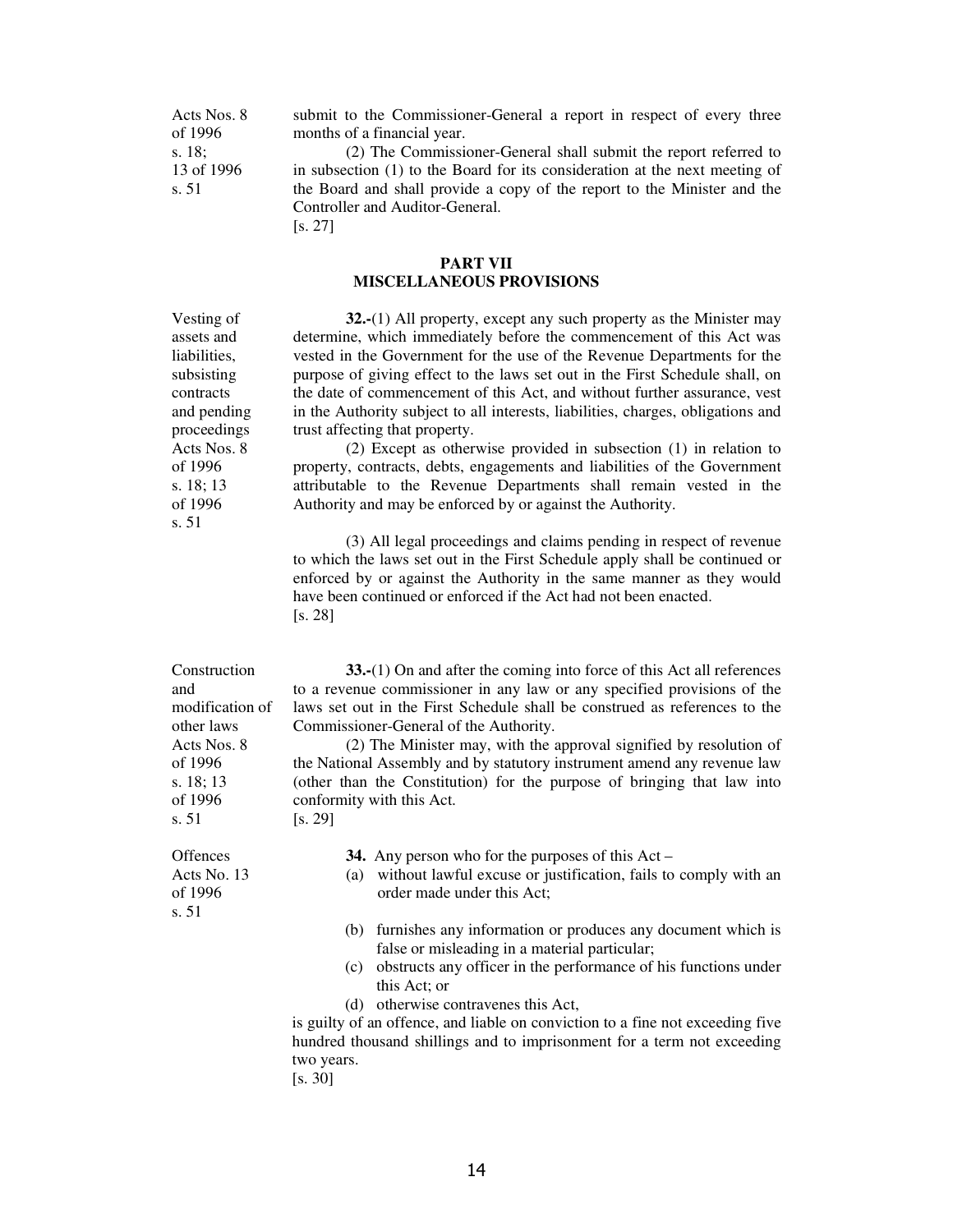Acts Nos. 8 of 1996 s. 18; 13 of 1996 s. 51

submit to the Commissioner-General a report in respect of every three months of a financial year.

(2) The Commissioner-General shall submit the report referred to in subsection (1) to the Board for its consideration at the next meeting of the Board and shall provide a copy of the report to the Minister and the Controller and Auditor-General.

[s. 27]

## PART VII
## MISCELLANEOUS PROVISIONS

Vesting of assets and liabilities, subsisting contracts and pending proceedings
Acts Nos. 8 of 1996 s. 18; 13 of 1996 s. 51

**32.-**(1) All property, except any such property as the Minister may determine, which immediately before the commencement of this Act was vested in the Government for the use of the Revenue Departments for the purpose of giving effect to the laws set out in the First Schedule shall, on the date of commencement of this Act, and without further assurance, vest in the Authority subject to all interests, liabilities, charges, obligations and trust affecting that property.

(2) Except as otherwise provided in subsection (1) in relation to property, contracts, debts, engagements and liabilities of the Government attributable to the Revenue Departments shall remain vested in the Authority and may be enforced by or against the Authority.

(3) All legal proceedings and claims pending in respect of revenue to which the laws set out in the First Schedule apply shall be continued or enforced by or against the Authority in the same manner as they would have been continued or enforced if the Act had not been enacted.

[s. 28]

Construction and modification of other laws
Acts Nos. 8 of 1996 s. 18; 13 of 1996 s. 51

**33.-**(1) On and after the coming into force of this Act all references to a revenue commissioner in any law or any specified provisions of the laws set out in the First Schedule shall be construed as references to the Commissioner-General of the Authority.

(2) The Minister may, with the approval signified by resolution of the National Assembly and by statutory instrument amend any revenue law (other than the Constitution) for the purpose of bringing that law into conformity with this Act.

[s. 29]

Offences
Acts No. 13 of 1996 s. 51

**34.** Any person who for the purposes of this Act –

(a) without lawful excuse or justification, fails to comply with an order made under this Act;

(b) furnishes any information or produces any document which is false or misleading in a material particular;

(c) obstructs any officer in the performance of his functions under this Act; or

(d) otherwise contravenes this Act,

is guilty of an offence, and liable on conviction to a fine not exceeding five hundred thousand shillings and to imprisonment for a term not exceeding two years.

[s. 30]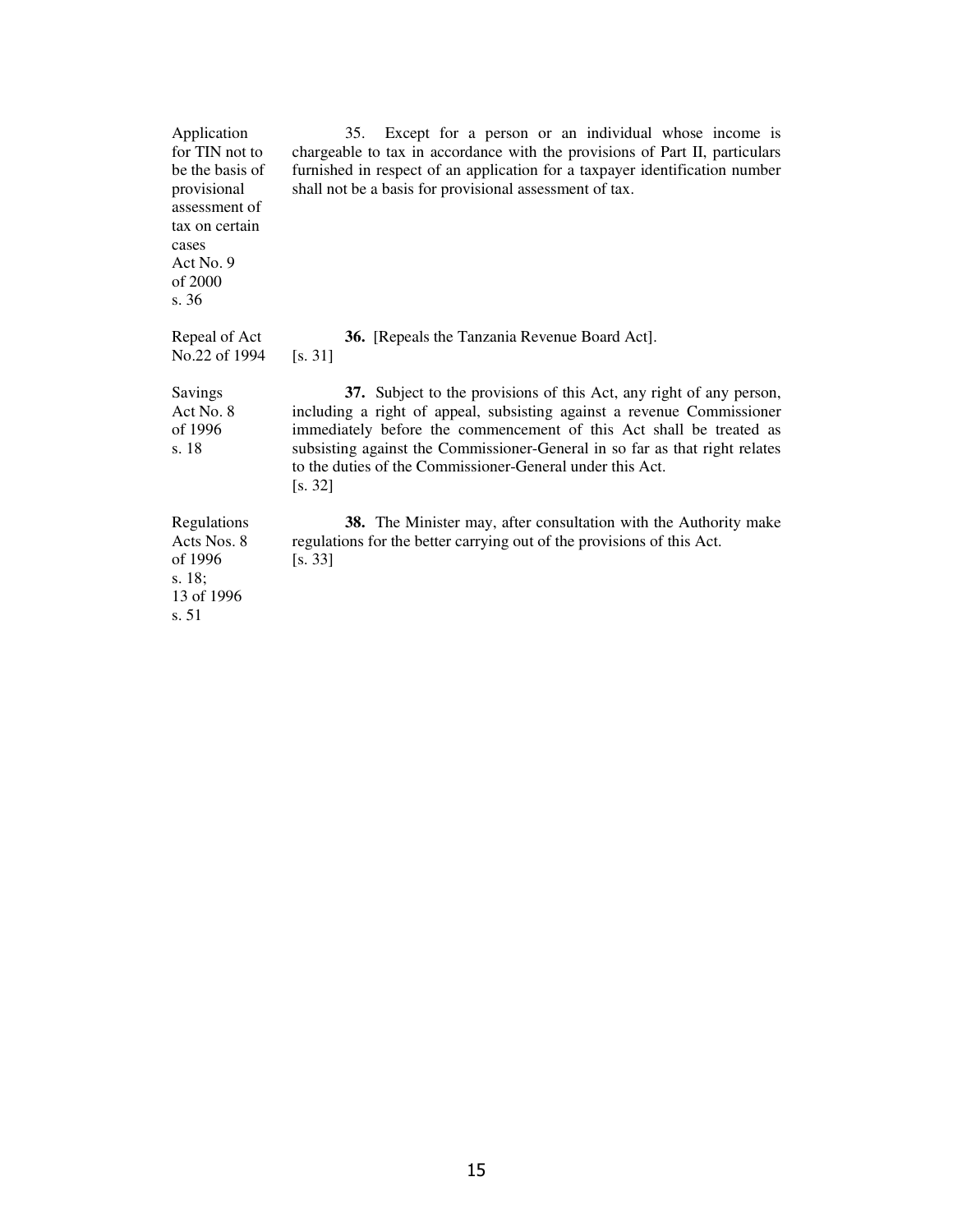Application for TIN not to be the basis of provisional assessment of tax on certain cases
Act No. 9 of 2000 s. 36

35. Except for a person or an individual whose income is chargeable to tax in accordance with the provisions of Part II, particulars furnished in respect of an application for a taxpayer identification number shall not be a basis for provisional assessment of tax.

Repeal of Act No.22 of 1994

**36.** [Repeals the Tanzania Revenue Board Act].
[s. 31]

Savings
Act No. 8 of 1996 s. 18

**37.** Subject to the provisions of this Act, any right of any person, including a right of appeal, subsisting against a revenue Commissioner immediately before the commencement of this Act shall be treated as subsisting against the Commissioner-General in so far as that right relates to the duties of the Commissioner-General under this Act.
[s. 32]

Regulations
Acts Nos. 8 of 1996 s. 18; 13 of 1996 s. 51

**38.** The Minister may, after consultation with the Authority make regulations for the better carrying out of the provisions of this Act.
[s. 33]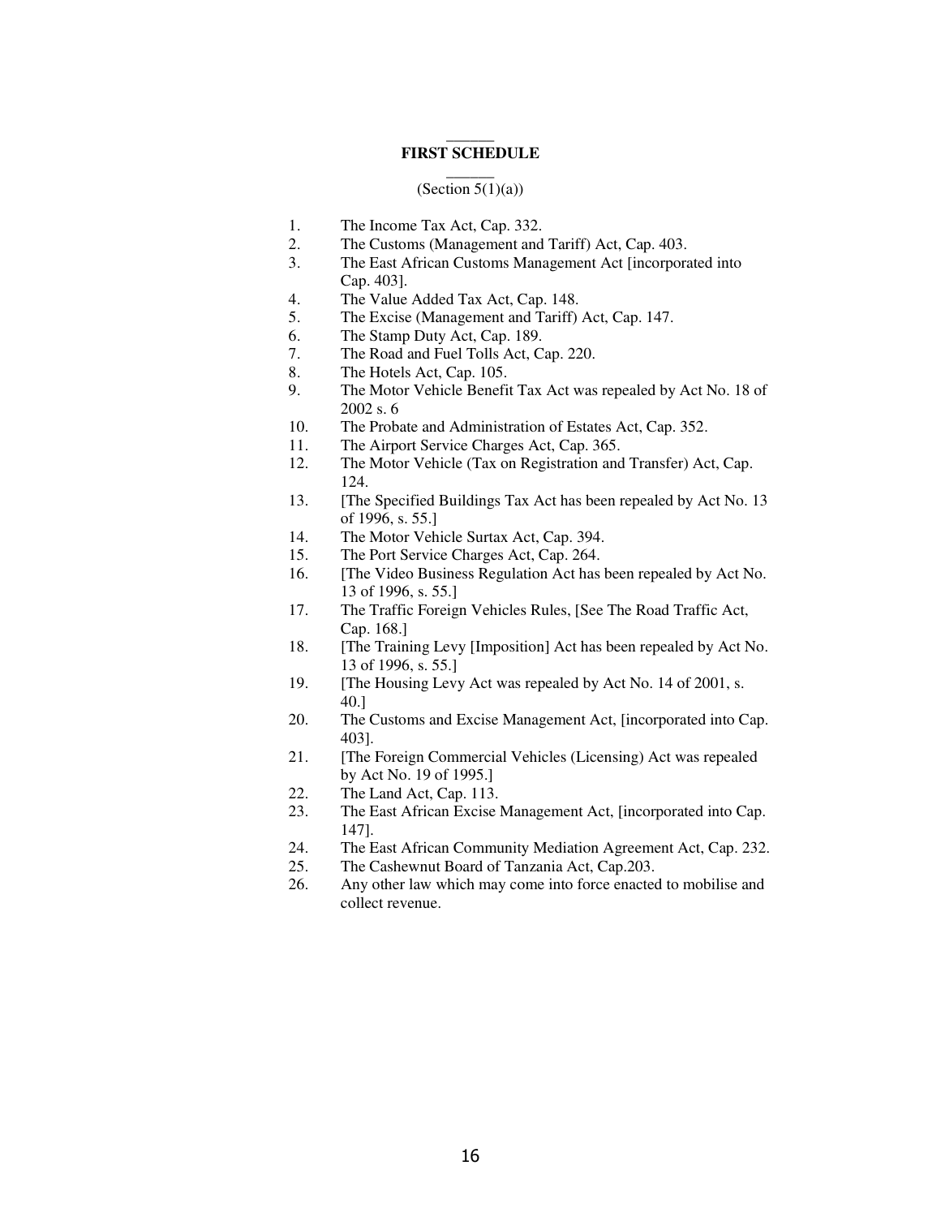## FIRST SCHEDULE

(Section 5(1)(a))

1. The Income Tax Act, Cap. 332.
2. The Customs (Management and Tariff) Act, Cap. 403.
3. The East African Customs Management Act [incorporated into Cap. 403].
4. The Value Added Tax Act, Cap. 148.
5. The Excise (Management and Tariff) Act, Cap. 147.
6. The Stamp Duty Act, Cap. 189.
7. The Road and Fuel Tolls Act, Cap. 220.
8. The Hotels Act, Cap. 105.
9. The Motor Vehicle Benefit Tax Act was repealed by Act No. 18 of 2002 s. 6
10. The Probate and Administration of Estates Act, Cap. 352.
11. The Airport Service Charges Act, Cap. 365.
12. The Motor Vehicle (Tax on Registration and Transfer) Act, Cap. 124.
13. [The Specified Buildings Tax Act has been repealed by Act No. 13 of 1996, s. 55.]
14. The Motor Vehicle Surtax Act, Cap. 394.
15. The Port Service Charges Act, Cap. 264.
16. [The Video Business Regulation Act has been repealed by Act No. 13 of 1996, s. 55.]
17. The Traffic Foreign Vehicles Rules, [See The Road Traffic Act, Cap. 168.]
18. [The Training Levy [Imposition] Act has been repealed by Act No. 13 of 1996, s. 55.]
19. [The Housing Levy Act was repealed by Act No. 14 of 2001, s. 40.]
20. The Customs and Excise Management Act, [incorporated into Cap. 403].
21. [The Foreign Commercial Vehicles (Licensing) Act was repealed by Act No. 19 of 1995.]
22. The Land Act, Cap. 113.
23. The East African Excise Management Act, [incorporated into Cap. 147].
24. The East African Community Mediation Agreement Act, Cap. 232.
25. The Cashewnut Board of Tanzania Act, Cap.203.
26. Any other law which may come into force enacted to mobilise and collect revenue.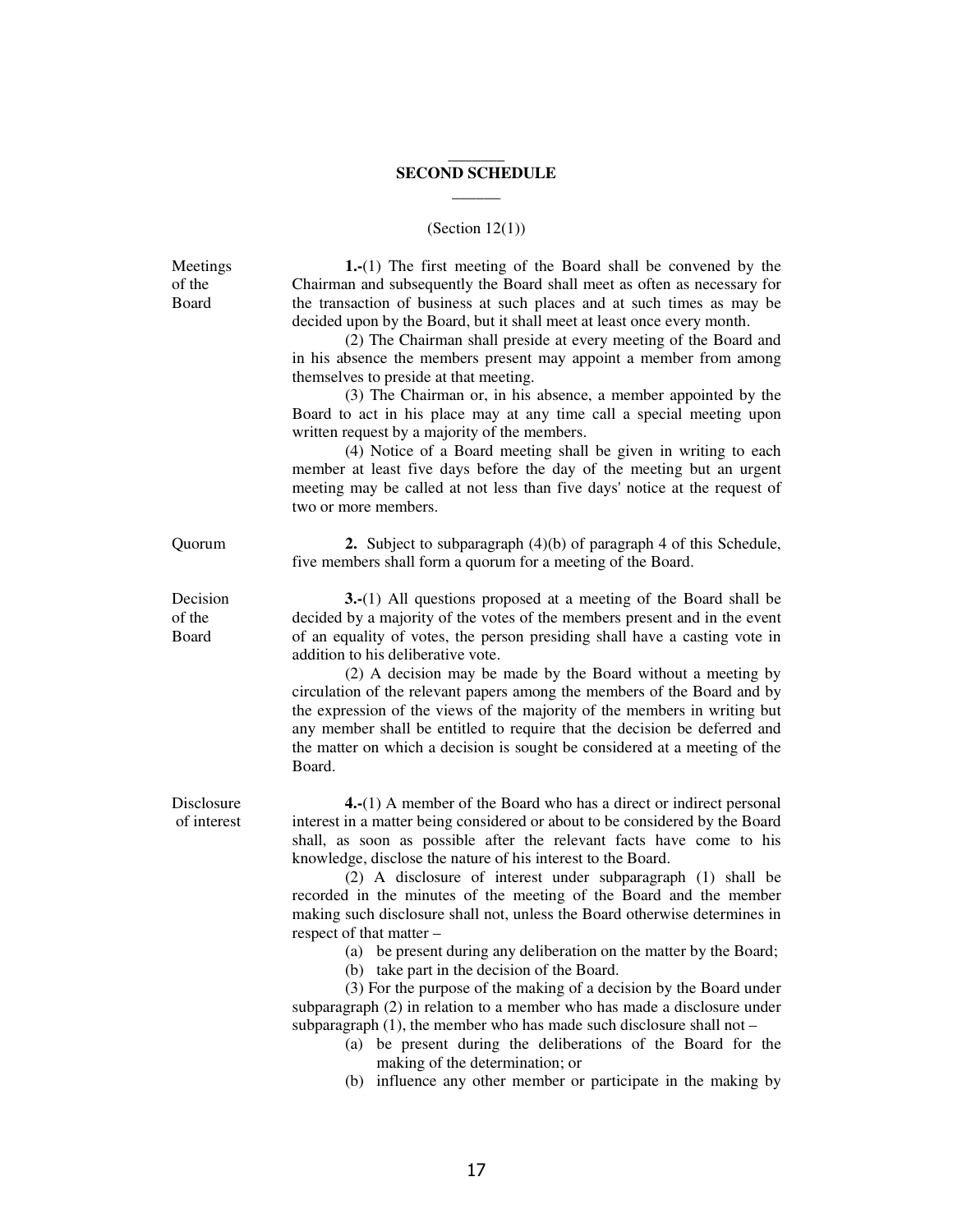## SECOND SCHEDULE

(Section 12(1))

**Meetings of the Board**

**1.-**(1) The first meeting of the Board shall be convened by the Chairman and subsequently the Board shall meet as often as necessary for the transaction of business at such places and at such times as may be decided upon by the Board, but it shall meet at least once every month.

(2) The Chairman shall preside at every meeting of the Board and in his absence the members present may appoint a member from among themselves to preside at that meeting.

(3) The Chairman or, in his absence, a member appointed by the Board to act in his place may at any time call a special meeting upon written request by a majority of the members.

(4) Notice of a Board meeting shall be given in writing to each member at least five days before the day of the meeting but an urgent meeting may be called at not less than five days' notice at the request of two or more members.

**Quorum**

**2.** Subject to subparagraph (4)(b) of paragraph 4 of this Schedule, five members shall form a quorum for a meeting of the Board.

**Decision of the Board**

**3.-**(1) All questions proposed at a meeting of the Board shall be decided by a majority of the votes of the members present and in the event of an equality of votes, the person presiding shall have a casting vote in addition to his deliberative vote.

(2) A decision may be made by the Board without a meeting by circulation of the relevant papers among the members of the Board and by the expression of the views of the majority of the members in writing but any member shall be entitled to require that the decision be deferred and the matter on which a decision is sought be considered at a meeting of the Board.

**Disclosure of interest**

**4.-**(1) A member of the Board who has a direct or indirect personal interest in a matter being considered or about to be considered by the Board shall, as soon as possible after the relevant facts have come to his knowledge, disclose the nature of his interest to the Board.

(2) A disclosure of interest under subparagraph (1) shall be recorded in the minutes of the meeting of the Board and the member making such disclosure shall not, unless the Board otherwise determines in respect of that matter –

(a) be present during any deliberation on the matter by the Board;

(b) take part in the decision of the Board.

(3) For the purpose of the making of a decision by the Board under subparagraph (2) in relation to a member who has made a disclosure under subparagraph (1), the member who has made such disclosure shall not –

(a) be present during the deliberations of the Board for the making of the determination; or

(b) influence any other member or participate in the making by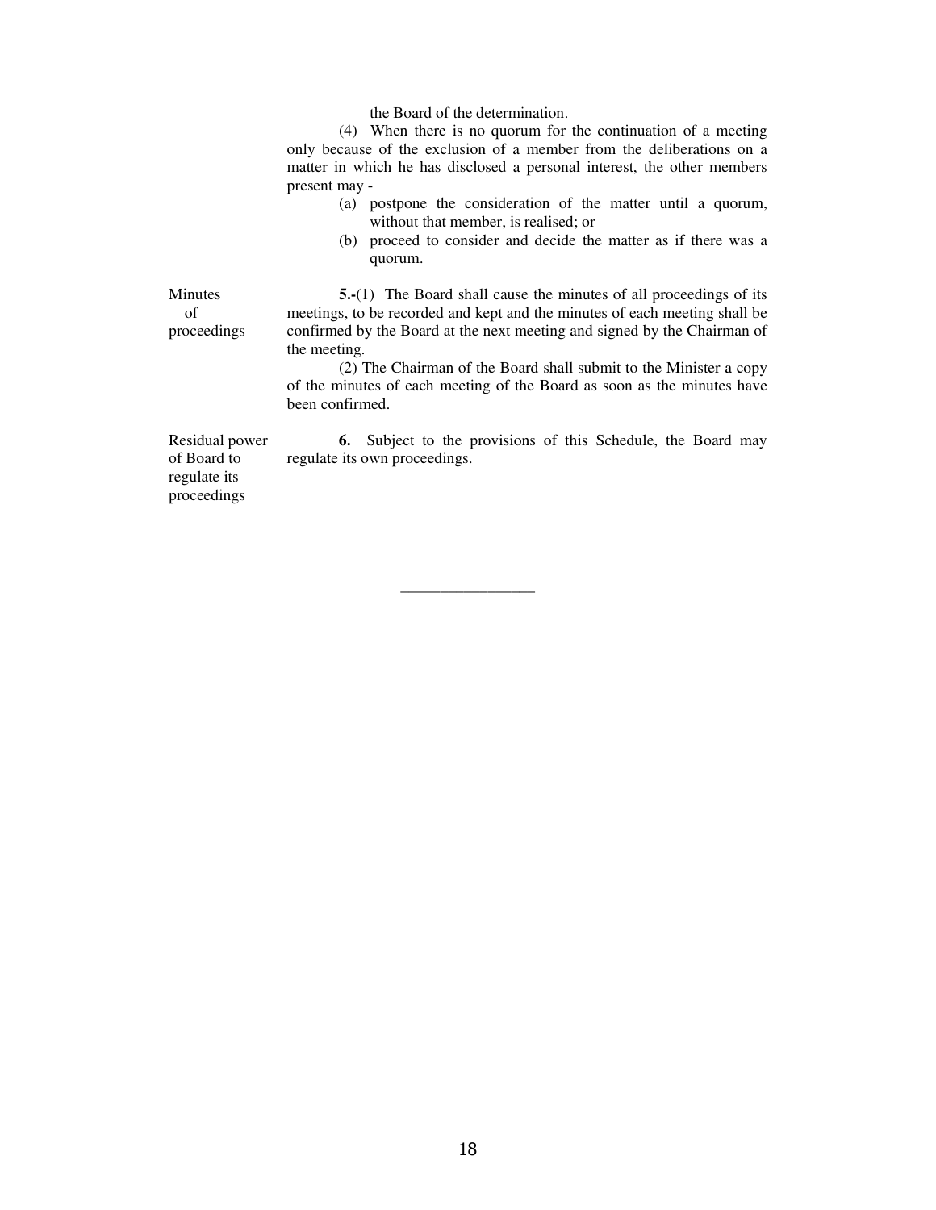the Board of the determination.

(4) When there is no quorum for the continuation of a meeting only because of the exclusion of a member from the deliberations on a matter in which he has disclosed a personal interest, the other members present may -

(a) postpone the consideration of the matter until a quorum, without that member, is realised; or

(b) proceed to consider and decide the matter as if there was a quorum.

Minutes of proceedings

**5.-**(1) The Board shall cause the minutes of all proceedings of its meetings, to be recorded and kept and the minutes of each meeting shall be confirmed by the Board at the next meeting and signed by the Chairman of the meeting.

(2) The Chairman of the Board shall submit to the Minister a copy of the minutes of each meeting of the Board as soon as the minutes have been confirmed.

Residual power of Board to regulate its proceedings

**6.** Subject to the provisions of this Schedule, the Board may regulate its own proceedings.

---